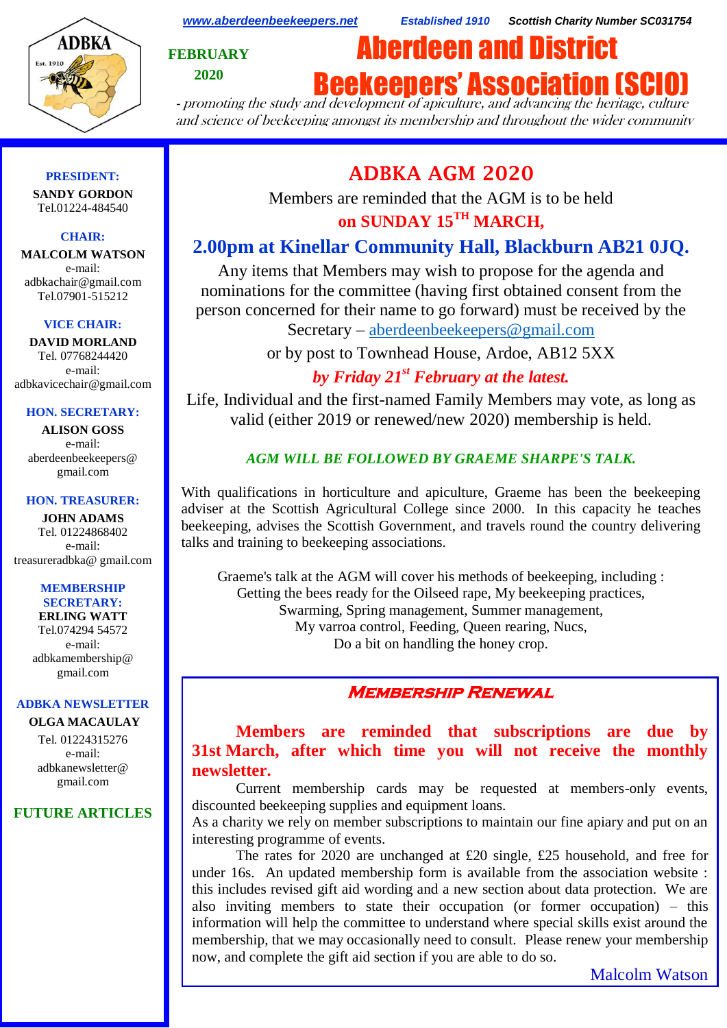www.aberdeenbeekeepers.net    Established 1910    Scottish Charity Number SC031754

FEBRUARY
2020

# Aberdeen and District Beekeepers' Association (SCIO)

*- promoting the study and development of apiculture, and advancing the heritage, culture and science of beekeeping amongst its membership and throughout the wider community*

**PRESIDENT:**
**SANDY GORDON**
Tel.01224-484540

**CHAIR:**
**MALCOLM WATSON**
e-mail:
adbkachair@gmail.com
Tel.07901-515212

**VICE CHAIR:**
**DAVID MORLAND**
Tel. 07768244420
e-mail:
adbkavicechair@gmail.com

**HON. SECRETARY:**
**ALISON GOSS**
e-mail:
aberdeenbeekeepers@gmail.com

**HON. TREASURER:**
**JOHN ADAMS**
Tel. 01224868402
e-mail:
treasureradbka@ gmail.com

**MEMBERSHIP SECRETARY:**
**ERLING WATT**
Tel.074294 54572
e-mail:
adbkamembership@gmail.com

**ADBKA NEWSLETTER**
**OLGA MACAULAY**
Tel. 01224315276
e-mail:
adbkanewsletter@gmail.com

**FUTURE ARTICLES**

## ADBKA AGM 2020

Members are reminded that the AGM is to be held

**on SUNDAY 15TH MARCH,**

**2.00pm at Kinellar Community Hall, Blackburn AB21 0JQ.**

Any items that Members may wish to propose for the agenda and nominations for the committee (having first obtained consent from the person concerned for their name to go forward) must be received by the Secretary – aberdeenbeekeepers@gmail.com

or by post to Townhead House, Ardoe, AB12 5XX

***by Friday 21st February at the latest.***

Life, Individual and the first-named Family Members may vote, as long as valid (either 2019 or renewed/new 2020) membership is held.

***AGM WILL BE FOLLOWED BY GRAEME SHARPE'S TALK.***

With qualifications in horticulture and apiculture, Graeme has been the beekeeping adviser at the Scottish Agricultural College since 2000. In this capacity he teaches beekeeping, advises the Scottish Government, and travels round the country delivering talks and training to beekeeping associations.

Graeme's talk at the AGM will cover his methods of beekeeping, including :
Getting the bees ready for the Oilseed rape, My beekeeping practices,
Swarming, Spring management, Summer management,
My varroa control, Feeding, Queen rearing, Nucs,
Do a bit on handling the honey crop.

## Membership Renewal

**Members are reminded that subscriptions are due by 31st March, after which time you will not receive the monthly newsletter.**

Current membership cards may be requested at members-only events, discounted beekeeping supplies and equipment loans.

As a charity we rely on member subscriptions to maintain our fine apiary and put on an interesting programme of events.

The rates for 2020 are unchanged at £20 single, £25 household, and free for under 16s. An updated membership form is available from the association website : this includes revised gift aid wording and a new section about data protection. We are also inviting members to state their occupation (or former occupation) – this information will help the committee to understand where special skills exist around the membership, that we may occasionally need to consult. Please renew your membership now, and complete the gift aid section if you are able to do so.

Malcolm Watson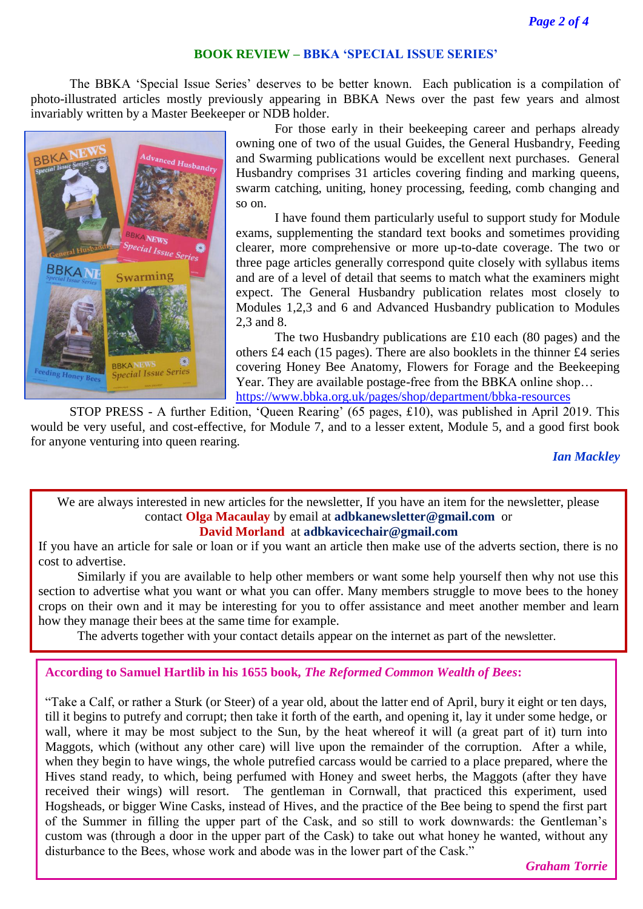## BOOK REVIEW – BBKA 'SPECIAL ISSUE SERIES'

The BBKA 'Special Issue Series' deserves to be better known. Each publication is a compilation of photo-illustrated articles mostly previously appearing in BBKA News over the past few years and almost invariably written by a Master Beekeeper or NDB holder.

For those early in their beekeeping career and perhaps already owning one of two of the usual Guides, the General Husbandry, Feeding and Swarming publications would be excellent next purchases. General Husbandry comprises 31 articles covering finding and marking queens, swarm catching, uniting, honey processing, feeding, comb changing and so on.

I have found them particularly useful to support study for Module exams, supplementing the standard text books and sometimes providing clearer, more comprehensive or more up-to-date coverage. The two or three page articles generally correspond quite closely with syllabus items and are of a level of detail that seems to match what the examiners might expect. The General Husbandry publication relates most closely to Modules 1,2,3 and 6 and Advanced Husbandry publication to Modules 2,3 and 8.

The two Husbandry publications are £10 each (80 pages) and the others £4 each (15 pages). There are also booklets in the thinner £4 series covering Honey Bee Anatomy, Flowers for Forage and the Beekeeping Year. They are available postage-free from the BBKA online shop… https://www.bbka.org.uk/pages/shop/department/bbka-resources

STOP PRESS - A further Edition, 'Queen Rearing' (65 pages, £10), was published in April 2019. This would be very useful, and cost-effective, for Module 7, and to a lesser extent, Module 5, and a good first book for anyone venturing into queen rearing.

*Ian Mackley*

---

We are always interested in new articles for the newsletter, If you have an item for the newsletter, please contact **Olga Macaulay** by email at **adbkanewsletter@gmail.com** or **David Morland** at **adbkavicechair@gmail.com**

If you have an article for sale or loan or if you want an article then make use of the adverts section, there is no cost to advertise.

Similarly if you are available to help other members or want some help yourself then why not use this section to advertise what you want or what you can offer. Many members struggle to move bees to the honey crops on their own and it may be interesting for you to offer assistance and meet another member and learn how they manage their bees at the same time for example.

The adverts together with your contact details appear on the internet as part of the newsletter.

---

**According to Samuel Hartlib in his 1655 book, *The Reformed Common Wealth of Bees*:**

"Take a Calf, or rather a Sturk (or Steer) of a year old, about the latter end of April, bury it eight or ten days, till it begins to putrefy and corrupt; then take it forth of the earth, and opening it, lay it under some hedge, or wall, where it may be most subject to the Sun, by the heat whereof it will (a great part of it) turn into Maggots, which (without any other care) will live upon the remainder of the corruption. After a while, when they begin to have wings, the whole putrefied carcass would be carried to a place prepared, where the Hives stand ready, to which, being perfumed with Honey and sweet herbs, the Maggots (after they have received their wings) will resort. The gentleman in Cornwall, that practiced this experiment, used Hogsheads, or bigger Wine Casks, instead of Hives, and the practice of the Bee being to spend the first part of the Summer in filling the upper part of the Cask, and so still to work downwards: the Gentleman's custom was (through a door in the upper part of the Cask) to take out what honey he wanted, without any disturbance to the Bees, whose work and abode was in the lower part of the Cask."

*Graham Torrie*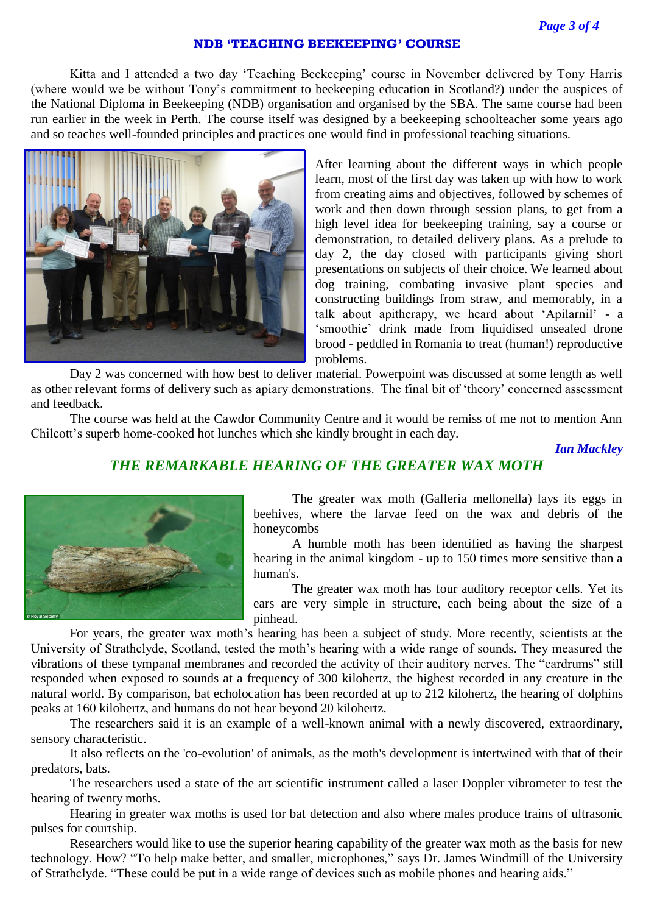## NDB 'TEACHING BEEKEEPING' COURSE

Kitta and I attended a two day 'Teaching Beekeeping' course in November delivered by Tony Harris (where would we be without Tony's commitment to beekeeping education in Scotland?) under the auspices of the National Diploma in Beekeeping (NDB) organisation and organised by the SBA. The same course had been run earlier in the week in Perth. The course itself was designed by a beekeeping schoolteacher some years ago and so teaches well-founded principles and practices one would find in professional teaching situations.

After learning about the different ways in which people learn, most of the first day was taken up with how to work from creating aims and objectives, followed by schemes of work and then down through session plans, to get from a high level idea for beekeeping training, say a course or demonstration, to detailed delivery plans. As a prelude to day 2, the day closed with participants giving short presentations on subjects of their choice. We learned about dog training, combating invasive plant species and constructing buildings from straw, and memorably, in a talk about apitherapy, we heard about 'Apilarnil' - a 'smoothie' drink made from liquidised unsealed drone brood - peddled in Romania to treat (human!) reproductive problems.

Day 2 was concerned with how best to deliver material. Powerpoint was discussed at some length as well as other relevant forms of delivery such as apiary demonstrations. The final bit of 'theory' concerned assessment and feedback.

The course was held at the Cawdor Community Centre and it would be remiss of me not to mention Ann Chilcott's superb home-cooked hot lunches which she kindly brought in each day.

*Ian Mackley*

## *THE REMARKABLE HEARING OF THE GREATER WAX MOTH*

© Royal Society

The greater wax moth (Galleria mellonella) lays its eggs in beehives, where the larvae feed on the wax and debris of the honeycombs

A humble moth has been identified as having the sharpest hearing in the animal kingdom - up to 150 times more sensitive than a human's.

The greater wax moth has four auditory receptor cells. Yet its ears are very simple in structure, each being about the size of a pinhead.

For years, the greater wax moth's hearing has been a subject of study. More recently, scientists at the University of Strathclyde, Scotland, tested the moth's hearing with a wide range of sounds. They measured the vibrations of these tympanal membranes and recorded the activity of their auditory nerves. The "eardrums" still responded when exposed to sounds at a frequency of 300 kilohertz, the highest recorded in any creature in the natural world. By comparison, bat echolocation has been recorded at up to 212 kilohertz, the hearing of dolphins peaks at 160 kilohertz, and humans do not hear beyond 20 kilohertz.

The researchers said it is an example of a well-known animal with a newly discovered, extraordinary, sensory characteristic.

It also reflects on the 'co-evolution' of animals, as the moth's development is intertwined with that of their predators, bats.

The researchers used a state of the art scientific instrument called a laser Doppler vibrometer to test the hearing of twenty moths.

Hearing in greater wax moths is used for bat detection and also where males produce trains of ultrasonic pulses for courtship.

Researchers would like to use the superior hearing capability of the greater wax moth as the basis for new technology. How? "To help make better, and smaller, microphones," says Dr. James Windmill of the University of Strathclyde. "These could be put in a wide range of devices such as mobile phones and hearing aids."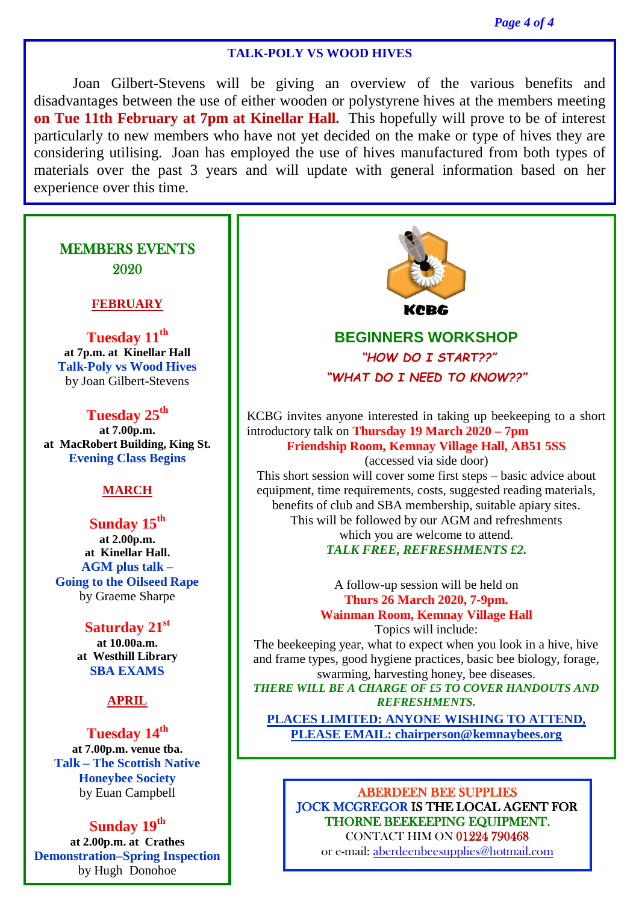## TALK-POLY VS WOOD HIVES

Joan Gilbert-Stevens will be giving an overview of the various benefits and disadvantages between the use of either wooden or polystyrene hives at the members meeting **on Tue 11th February at 7pm at Kinellar Hall.** This hopefully will prove to be of interest particularly to new members who have not yet decided on the make or type of hives they are considering utilising. Joan has employed the use of hives manufactured from both types of materials over the past 3 years and will update with general information based on her experience over this time.

## MEMBERS EVENTS 2020

### FEBRUARY

**Tuesday 11th**
**at 7p.m. at Kinellar Hall**
**Talk-Poly vs Wood Hives**
by Joan Gilbert-Stevens

**Tuesday 25th**
**at 7.00p.m.**
**at MacRobert Building, King St.**
**Evening Class Begins**

### MARCH

**Sunday 15th**
**at 2.00p.m.**
**at Kinellar Hall.**
**AGM plus talk – Going to the Oilseed Rape**
by Graeme Sharpe

**Saturday 21st**
**at 10.00a.m.**
**at Westhill Library**
**SBA EXAMS**

### APRIL

**Tuesday 14th**
**at 7.00p.m. venue tba.**
**Talk – The Scottish Native Honeybee Society**
by Euan Campbell

**Sunday 19th**
**at 2.00p.m. at Crathes**
**Demonstration–Spring Inspection**
by Hugh Donohoe

KCBG

## BEGINNERS WORKSHOP

***"HOW DO I START??"***
***"WHAT DO I NEED TO KNOW??"***

KCBG invites anyone interested in taking up beekeeping to a short introductory talk on **Thursday 19 March 2020 – 7pm**
**Friendship Room, Kemnay Village Hall, AB51 5SS**
(accessed via side door)
This short session will cover some first steps – basic advice about equipment, time requirements, costs, suggested reading materials, benefits of club and SBA membership, suitable apiary sites.
This will be followed by our AGM and refreshments which you are welcome to attend.
***TALK FREE, REFRESHMENTS £2.***

A follow-up session will be held on
**Thurs 26 March 2020, 7-9pm.**
**Wainman Room, Kemnay Village Hall**
Topics will include:
The beekeeping year, what to expect when you look in a hive, hive and frame types, good hygiene practices, basic bee biology, forage, swarming, harvesting honey, bee diseases.
***THERE WILL BE A CHARGE OF £5 TO COVER HANDOUTS AND REFRESHMENTS.***

**PLACES LIMITED: ANYONE WISHING TO ATTEND, PLEASE EMAIL: chairperson@kemnaybees.org**

ABERDEEN BEE SUPPLIES
JOCK MCGREGOR IS THE LOCAL AGENT FOR THORNE BEEKEEPING EQUIPMENT.
CONTACT HIM ON 01224 790468
or e-mail: aberdeenbeesupplies@hotmail.com